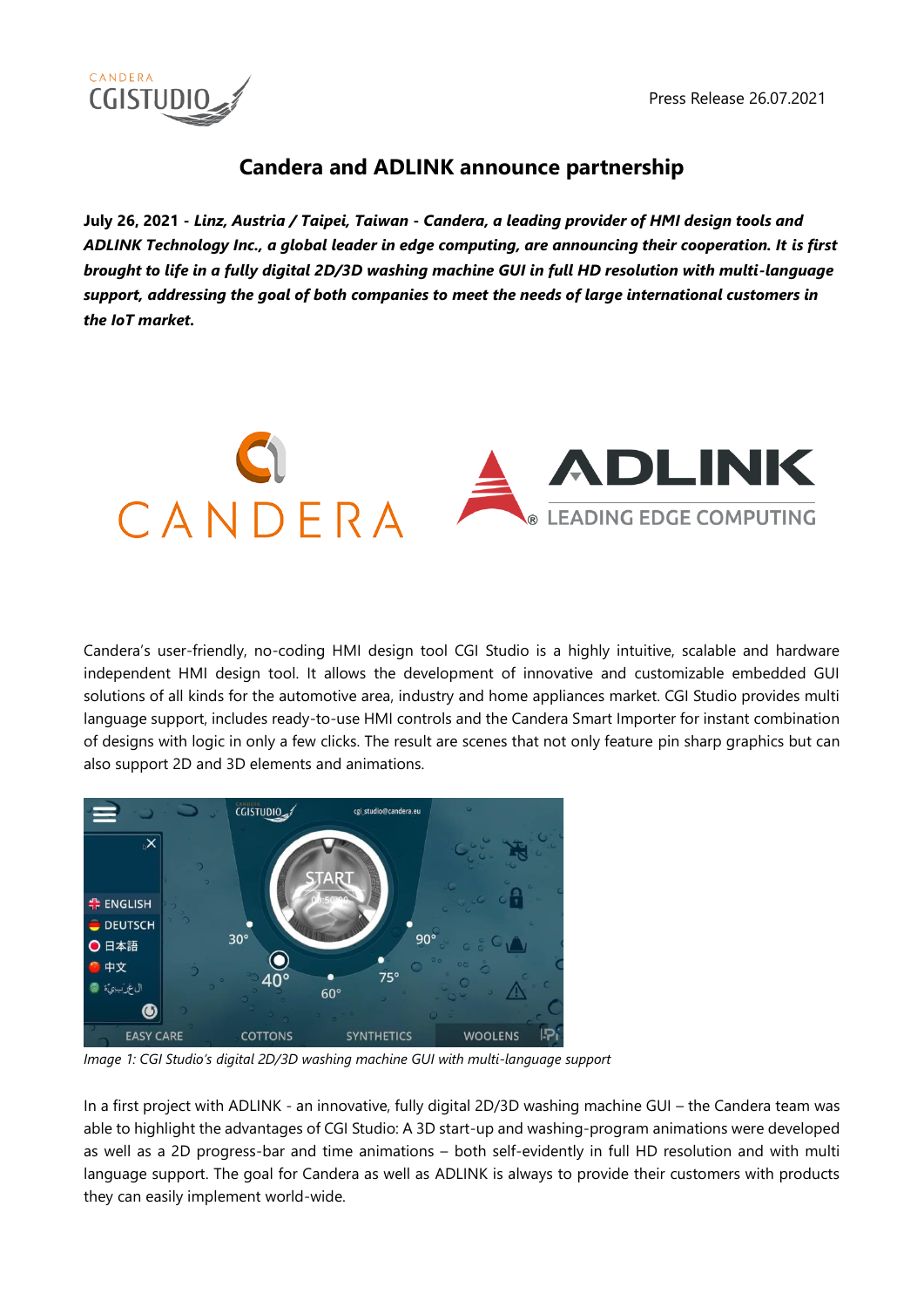Press Release 26.07.2021

# Candera and ADLINK announce partnership

**July 26, 2021 - *Linz, Austria / Taipei, Taiwan - Candera, a leading provider of HMI design tools and ADLINK Technology Inc., a global leader in edge computing, are announcing their cooperation. It is first brought to life in a fully digital 2D/3D washing machine GUI in full HD resolution with multi-language support, addressing the goal of both companies to meet the needs of large international customers in the IoT market.***

Candera's user-friendly, no-coding HMI design tool CGI Studio is a highly intuitive, scalable and hardware independent HMI design tool. It allows the development of innovative and customizable embedded GUI solutions of all kinds for the automotive area, industry and home appliances market. CGI Studio provides multi language support, includes ready-to-use HMI controls and the Candera Smart Importer for instant combination of designs with logic in only a few clicks. The result are scenes that not only feature pin sharp graphics but can also support 2D and 3D elements and animations.

*Image 1: CGI Studio's digital 2D/3D washing machine GUI with multi-language support*

In a first project with ADLINK - an innovative, fully digital 2D/3D washing machine GUI – the Candera team was able to highlight the advantages of CGI Studio: A 3D start-up and washing-program animations were developed as well as a 2D progress-bar and time animations – both self-evidently in full HD resolution and with multi language support. The goal for Candera as well as ADLINK is always to provide their customers with products they can easily implement world-wide.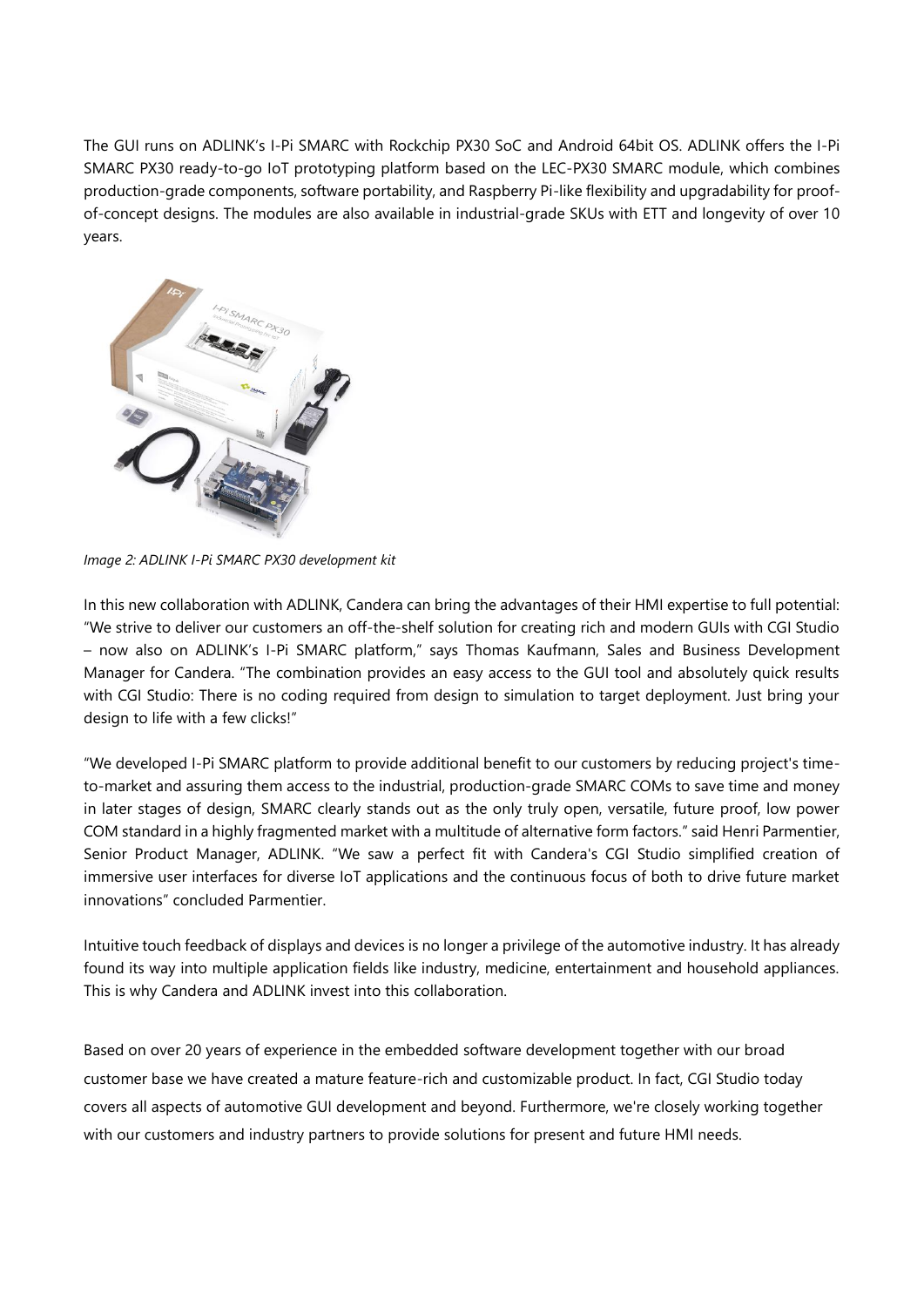The GUI runs on ADLINK's I-Pi SMARC with Rockchip PX30 SoC and Android 64bit OS. ADLINK offers the I-Pi SMARC PX30 ready-to-go IoT prototyping platform based on the LEC-PX30 SMARC module, which combines production-grade components, software portability, and Raspberry Pi-like flexibility and upgradability for proof-of-concept designs. The modules are also available in industrial-grade SKUs with ETT and longevity of over 10 years.

*Image 2: ADLINK I-Pi SMARC PX30 development kit*

In this new collaboration with ADLINK, Candera can bring the advantages of their HMI expertise to full potential: "We strive to deliver our customers an off-the-shelf solution for creating rich and modern GUIs with CGI Studio – now also on ADLINK's I-Pi SMARC platform," says Thomas Kaufmann, Sales and Business Development Manager for Candera. "The combination provides an easy access to the GUI tool and absolutely quick results with CGI Studio: There is no coding required from design to simulation to target deployment. Just bring your design to life with a few clicks!"

"We developed I-Pi SMARC platform to provide additional benefit to our customers by reducing project's time-to-market and assuring them access to the industrial, production-grade SMARC COMs to save time and money in later stages of design, SMARC clearly stands out as the only truly open, versatile, future proof, low power COM standard in a highly fragmented market with a multitude of alternative form factors." said Henri Parmentier, Senior Product Manager, ADLINK. "We saw a perfect fit with Candera's CGI Studio simplified creation of immersive user interfaces for diverse IoT applications and the continuous focus of both to drive future market innovations" concluded Parmentier.

Intuitive touch feedback of displays and devices is no longer a privilege of the automotive industry. It has already found its way into multiple application fields like industry, medicine, entertainment and household appliances. This is why Candera and ADLINK invest into this collaboration.

Based on over 20 years of experience in the embedded software development together with our broad customer base we have created a mature feature-rich and customizable product. In fact, CGI Studio today covers all aspects of automotive GUI development and beyond. Furthermore, we're closely working together with our customers and industry partners to provide solutions for present and future HMI needs.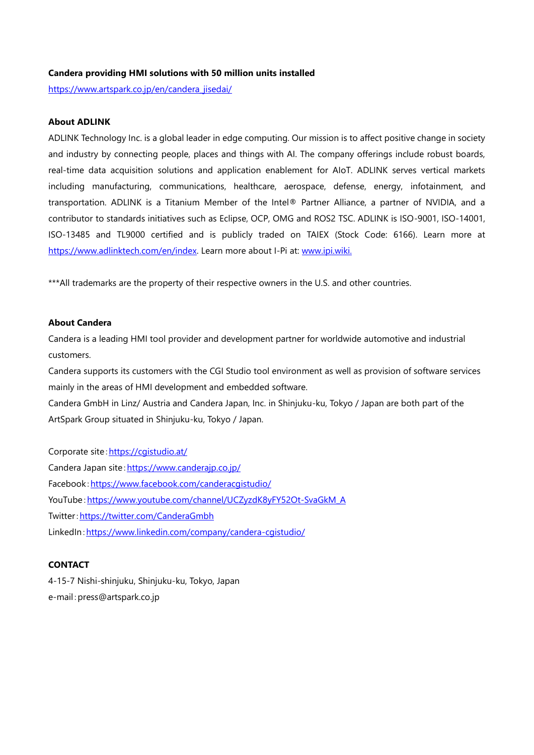**Candera providing HMI solutions with 50 million units installed**

https://www.artspark.co.jp/en/candera_jisedai/

**About ADLINK**

ADLINK Technology Inc. is a global leader in edge computing. Our mission is to affect positive change in society and industry by connecting people, places and things with AI. The company offerings include robust boards, real-time data acquisition solutions and application enablement for AIoT. ADLINK serves vertical markets including manufacturing, communications, healthcare, aerospace, defense, energy, infotainment, and transportation. ADLINK is a Titanium Member of the Intel® Partner Alliance, a partner of NVIDIA, and a contributor to standards initiatives such as Eclipse, OCP, OMG and ROS2 TSC. ADLINK is ISO-9001, ISO-14001, ISO-13485 and TL9000 certified and is publicly traded on TAIEX (Stock Code: 6166). Learn more at https://www.adlinktech.com/en/index. Learn more about I-Pi at: www.ipi.wiki.

***All trademarks are the property of their respective owners in the U.S. and other countries.

**About Candera**

Candera is a leading HMI tool provider and development partner for worldwide automotive and industrial customers.

Candera supports its customers with the CGI Studio tool environment as well as provision of software services mainly in the areas of HMI development and embedded software.

Candera GmbH in Linz/ Austria and Candera Japan, Inc. in Shinjuku-ku, Tokyo / Japan are both part of the ArtSpark Group situated in Shinjuku-ku, Tokyo / Japan.

Corporate site：https://cgistudio.at/

Candera Japan site：https://www.canderajp.co.jp/

Facebook：https://www.facebook.com/canderacgistudio/

YouTube：https://www.youtube.com/channel/UCZyzdK8yFY52Ot-SvaGkM_A

Twitter：https://twitter.com/CanderaGmbh

LinkedIn：https://www.linkedin.com/company/candera-cgistudio/

**CONTACT**

4-15-7 Nishi-shinjuku, Shinjuku-ku, Tokyo, Japan

e-mail：press@artspark.co.jp